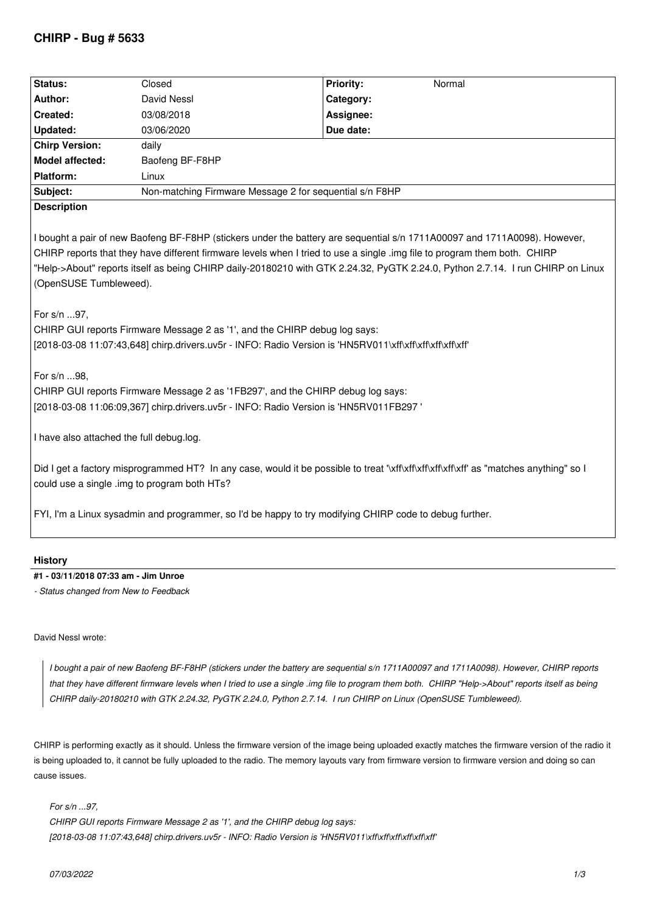# CHIRP - Bug # 5633

| | | | |
|---|---|---|---|
| **Status:** | Closed | **Priority:** | Normal |
| **Author:** | David Nessl | **Category:** | |
| **Created:** | 03/08/2018 | **Assignee:** | |
| **Updated:** | 03/06/2020 | **Due date:** | |
| **Chirp Version:** | daily | | |
| **Model affected:** | Baofeng BF-F8HP | | |
| **Platform:** | Linux | | |
| **Subject:** | Non-matching Firmware Message 2 for sequential s/n F8HP | | |

**Description**

I bought a pair of new Baofeng BF-F8HP (stickers under the battery are sequential s/n 1711A00097 and 1711A0098). However, CHIRP reports that they have different firmware levels when I tried to use a single .img file to program them both. CHIRP "Help->About" reports itself as being CHIRP daily-20180210 with GTK 2.24.32, PyGTK 2.24.0, Python 2.7.14. I run CHIRP on Linux (OpenSUSE Tumbleweed).

For s/n ...97,
CHIRP GUI reports Firmware Message 2 as '1', and the CHIRP debug log says:
[2018-03-08 11:07:43,648] chirp.drivers.uv5r - INFO: Radio Version is 'HN5RV011\xff\xff\xff\xff\xff\xff'

For s/n ...98,
CHIRP GUI reports Firmware Message 2 as '1FB297', and the CHIRP debug log says:
[2018-03-08 11:06:09,367] chirp.drivers.uv5r - INFO: Radio Version is 'HN5RV011FB297 '

I have also attached the full debug.log.

Did I get a factory misprogrammed HT? In any case, would it be possible to treat '\xff\xff\xff\xff\xff\xff' as "matches anything" so I could use a single .img to program both HTs?

FYI, I'm a Linux sysadmin and programmer, so I'd be happy to try modifying CHIRP code to debug further.

## History

**#1 - 03/11/2018 07:33 am - Jim Unroe**

*- Status changed from New to Feedback*

David Nessl wrote:

> *I bought a pair of new Baofeng BF-F8HP (stickers under the battery are sequential s/n 1711A00097 and 1711A0098). However, CHIRP reports that they have different firmware levels when I tried to use a single .img file to program them both. CHIRP "Help->About" reports itself as being CHIRP daily-20180210 with GTK 2.24.32, PyGTK 2.24.0, Python 2.7.14. I run CHIRP on Linux (OpenSUSE Tumbleweed).*

CHIRP is performing exactly as it should. Unless the firmware version of the image being uploaded exactly matches the firmware version of the radio it is being uploaded to, it cannot be fully uploaded to the radio. The memory layouts vary from firmware version to firmware version and doing so can cause issues.

> *For s/n ...97,*
> *CHIRP GUI reports Firmware Message 2 as '1', and the CHIRP debug log says:*
> *[2018-03-08 11:07:43,648] chirp.drivers.uv5r - INFO: Radio Version is 'HN5RV011\xff\xff\xff\xff\xff\xff'*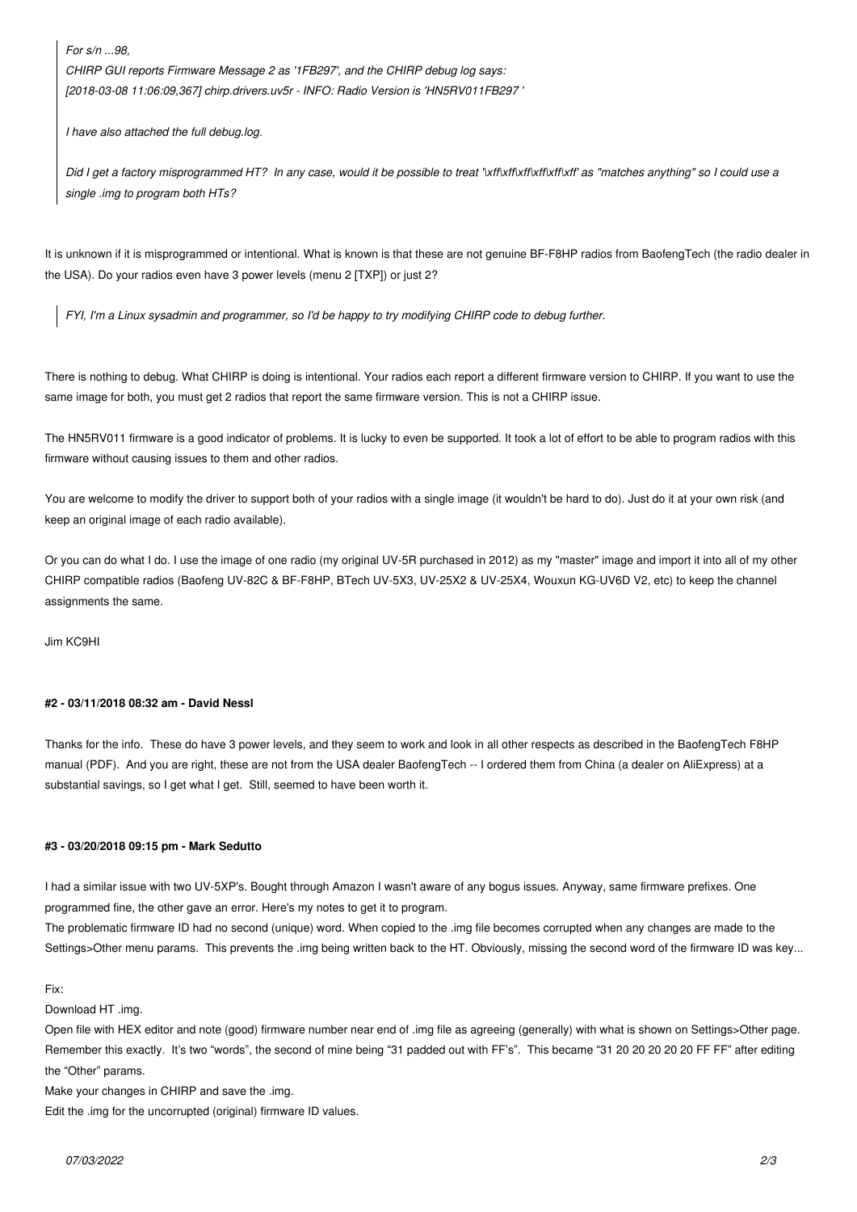> *For s/n ...98,*
> *CHIRP GUI reports Firmware Message 2 as '1FB297', and the CHIRP debug log says:*
> *[2018-03-08 11:06:09,367] chirp.drivers.uv5r - INFO: Radio Version is 'HN5RV011FB297 '*
>
> *I have also attached the full debug.log.*
>
> *Did I get a factory misprogrammed HT? In any case, would it be possible to treat '\xff\xff\xff\xff\xff\xff' as "matches anything" so I could use a single .img to program both HTs?*

It is unknown if it is misprogrammed or intentional. What is known is that these are not genuine BF-F8HP radios from BaofengTech (the radio dealer in the USA). Do your radios even have 3 power levels (menu 2 [TXP]) or just 2?

> *FYI, I'm a Linux sysadmin and programmer, so I'd be happy to try modifying CHIRP code to debug further.*

There is nothing to debug. What CHIRP is doing is intentional. Your radios each report a different firmware version to CHIRP. If you want to use the same image for both, you must get 2 radios that report the same firmware version. This is not a CHIRP issue.

The HN5RV011 firmware is a good indicator of problems. It is lucky to even be supported. It took a lot of effort to be able to program radios with this firmware without causing issues to them and other radios.

You are welcome to modify the driver to support both of your radios with a single image (it wouldn't be hard to do). Just do it at your own risk (and keep an original image of each radio available).

Or you can do what I do. I use the image of one radio (my original UV-5R purchased in 2012) as my "master" image and import it into all of my other CHIRP compatible radios (Baofeng UV-82C & BF-F8HP, BTech UV-5X3, UV-25X2 & UV-25X4, Wouxun KG-UV6D V2, etc) to keep the channel assignments the same.

Jim KC9HI

#### #2 - 03/11/2018 08:32 am - David Nessl

Thanks for the info. These do have 3 power levels, and they seem to work and look in all other respects as described in the BaofengTech F8HP manual (PDF). And you are right, these are not from the USA dealer BaofengTech -- I ordered them from China (a dealer on AliExpress) at a substantial savings, so I get what I get. Still, seemed to have been worth it.

#### #3 - 03/20/2018 09:15 pm - Mark Sedutto

I had a similar issue with two UV-5XP's. Bought through Amazon I wasn't aware of any bogus issues. Anyway, same firmware prefixes. One programmed fine, the other gave an error. Here's my notes to get it to program.
The problematic firmware ID had no second (unique) word. When copied to the .img file becomes corrupted when any changes are made to the Settings>Other menu params. This prevents the .img being written back to the HT. Obviously, missing the second word of the firmware ID was key...

Fix:
Download HT .img.
Open file with HEX editor and note (good) firmware number near end of .img file as agreeing (generally) with what is shown on Settings>Other page. Remember this exactly. It's two "words", the second of mine being "31 padded out with FF's". This became "31 20 20 20 20 20 FF FF" after editing the "Other" params.
Make your changes in CHIRP and save the .img.
Edit the .img for the uncorrupted (original) firmware ID values.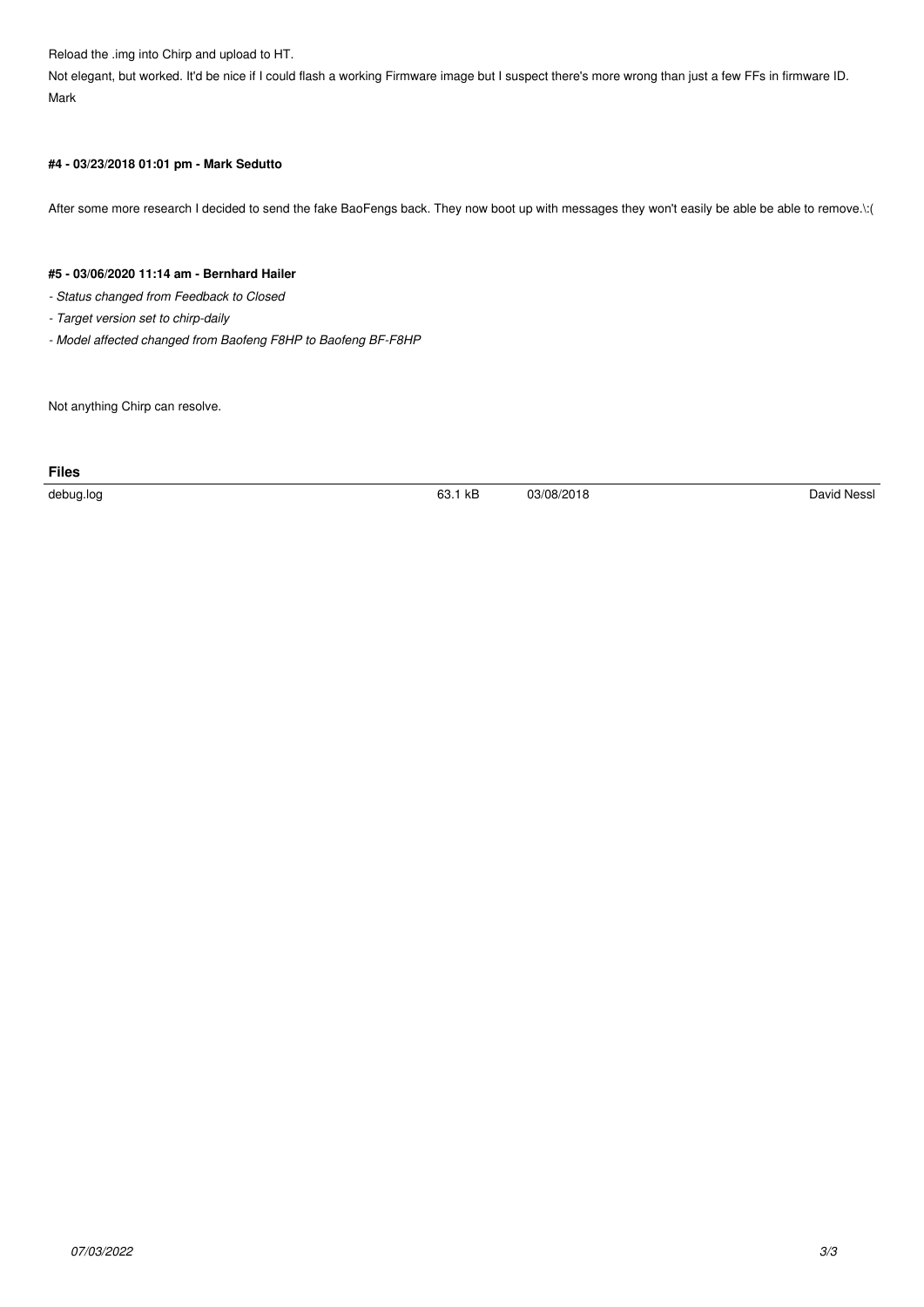Reload the .img into Chirp and upload to HT.

Not elegant, but worked. It'd be nice if I could flash a working Firmware image but I suspect there's more wrong than just a few FFs in firmware ID.

Mark

#### #4 - 03/23/2018 01:01 pm - Mark Sedutto

After some more research I decided to send the fake BaoFengs back. They now boot up with messages they won't easily be able be able to remove.\:(

#### #5 - 03/06/2020 11:14 am - Bernhard Hailer

- *Status changed from Feedback to Closed*
- *Target version set to chirp-daily*
- *Model affected changed from Baofeng F8HP to Baofeng BF-F8HP*

Not anything Chirp can resolve.

### Files

| | | | |
|---|---|---|---|
| debug.log | 63.1 kB | 03/08/2018 | David Nessl |